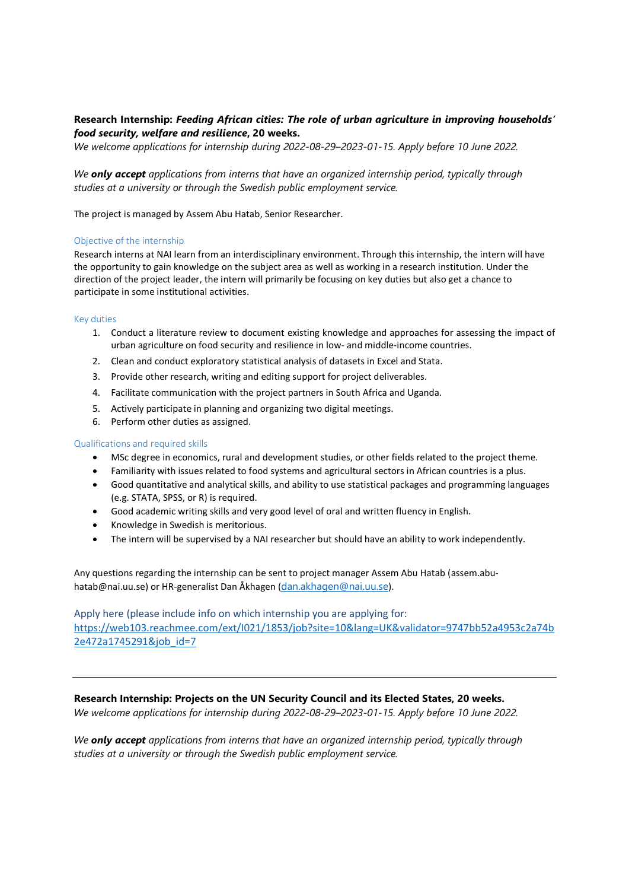**Research Internship: *Feeding African cities: The role of urban agriculture in improving households' food security, welfare and resilience*, 20 weeks.**

*We welcome applications for internship during 2022-08-29–2023-01-15. Apply before 10 June 2022.*

*We **only accept** applications from interns that have an organized internship period, typically through studies at a university or through the Swedish public employment service.*

The project is managed by Assem Abu Hatab, Senior Researcher.

### Objective of the internship

Research interns at NAI learn from an interdisciplinary environment. Through this internship, the intern will have the opportunity to gain knowledge on the subject area as well as working in a research institution. Under the direction of the project leader, the intern will primarily be focusing on key duties but also get a chance to participate in some institutional activities.

### Key duties

1. Conduct a literature review to document existing knowledge and approaches for assessing the impact of urban agriculture on food security and resilience in low- and middle-income countries.
2. Clean and conduct exploratory statistical analysis of datasets in Excel and Stata.
3. Provide other research, writing and editing support for project deliverables.
4. Facilitate communication with the project partners in South Africa and Uganda.
5. Actively participate in planning and organizing two digital meetings.
6. Perform other duties as assigned.

### Qualifications and required skills

- MSc degree in economics, rural and development studies, or other fields related to the project theme.
- Familiarity with issues related to food systems and agricultural sectors in African countries is a plus.
- Good quantitative and analytical skills, and ability to use statistical packages and programming languages (e.g. STATA, SPSS, or R) is required.
- Good academic writing skills and very good level of oral and written fluency in English.
- Knowledge in Swedish is meritorious.
- The intern will be supervised by a NAI researcher but should have an ability to work independently.

Any questions regarding the internship can be sent to project manager Assem Abu Hatab (assem.abu-hatab@nai.uu.se) or HR-generalist Dan Åkhagen (dan.akhagen@nai.uu.se).

Apply here (please include info on which internship you are applying for: https://web103.reachmee.com/ext/I021/1853/job?site=10&lang=UK&validator=9747bb52a4953c2a74b2e472a1745291&job_id=7

---

**Research Internship: Projects on the UN Security Council and its Elected States, 20 weeks.**

*We welcome applications for internship during 2022-08-29–2023-01-15. Apply before 10 June 2022.*

*We **only accept** applications from interns that have an organized internship period, typically through studies at a university or through the Swedish public employment service.*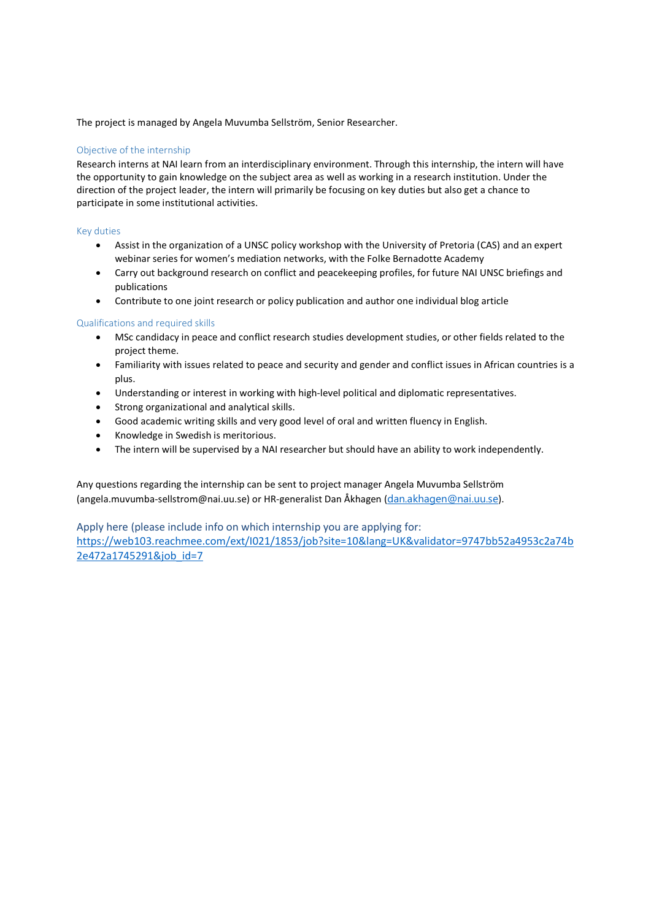The project is managed by Angela Muvumba Sellström, Senior Researcher.

### Objective of the internship

Research interns at NAI learn from an interdisciplinary environment. Through this internship, the intern will have the opportunity to gain knowledge on the subject area as well as working in a research institution. Under the direction of the project leader, the intern will primarily be focusing on key duties but also get a chance to participate in some institutional activities.

### Key duties

- Assist in the organization of a UNSC policy workshop with the University of Pretoria (CAS) and an expert webinar series for women's mediation networks, with the Folke Bernadotte Academy
- Carry out background research on conflict and peacekeeping profiles, for future NAI UNSC briefings and publications
- Contribute to one joint research or policy publication and author one individual blog article

### Qualifications and required skills

- MSc candidacy in peace and conflict research studies development studies, or other fields related to the project theme.
- Familiarity with issues related to peace and security and gender and conflict issues in African countries is a plus.
- Understanding or interest in working with high-level political and diplomatic representatives.
- Strong organizational and analytical skills.
- Good academic writing skills and very good level of oral and written fluency in English.
- Knowledge in Swedish is meritorious.
- The intern will be supervised by a NAI researcher but should have an ability to work independently.

Any questions regarding the internship can be sent to project manager Angela Muvumba Sellström (angela.muvumba-sellstrom@nai.uu.se) or HR-generalist Dan Åkhagen (dan.akhagen@nai.uu.se).

Apply here (please include info on which internship you are applying for: https://web103.reachmee.com/ext/I021/1853/job?site=10&lang=UK&validator=9747bb52a4953c2a74b2e472a1745291&job_id=7